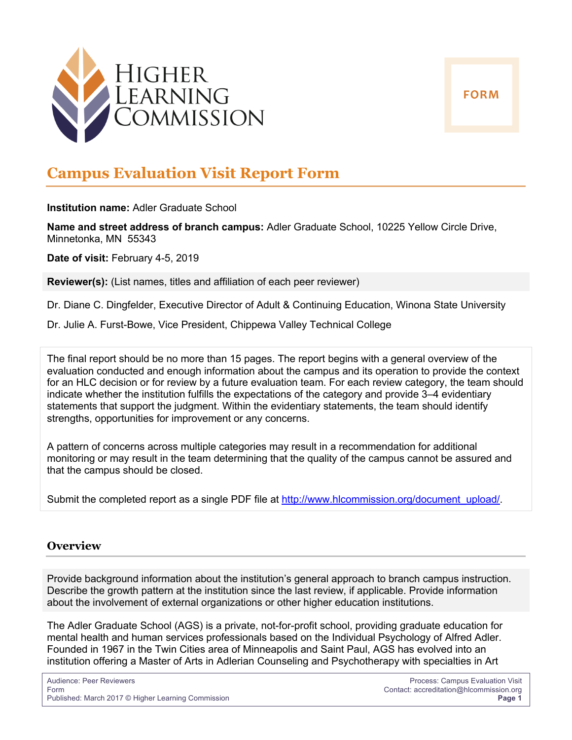# Campus Evaluation Visit Report Form

**Institution name:** Adler Graduate School

**Name and street address of branch campus:** Adler Graduate School, 10225 Yellow Circle Drive, Minnetonka, MN 55343

**Date of visit:** February 4-5, 2019

**Reviewer(s):** (List names, titles and affiliation of each peer reviewer)

Dr. Diane C. Dingfelder, Executive Director of Adult & Continuing Education, Winona State University

Dr. Julie A. Furst-Bowe, Vice President, Chippewa Valley Technical College

The final report should be no more than 15 pages. The report begins with a general overview of the evaluation conducted and enough information about the campus and its operation to provide the context for an HLC decision or for review by a future evaluation team. For each review category, the team should indicate whether the institution fulfills the expectations of the category and provide 3–4 evidentiary statements that support the judgment. Within the evidentiary statements, the team should identify strengths, opportunities for improvement or any concerns.

A pattern of concerns across multiple categories may result in a recommendation for additional monitoring or may result in the team determining that the quality of the campus cannot be assured and that the campus should be closed.

Submit the completed report as a single PDF file at http://www.hlcommission.org/document_upload/.

## Overview

Provide background information about the institution's general approach to branch campus instruction. Describe the growth pattern at the institution since the last review, if applicable. Provide information about the involvement of external organizations or other higher education institutions.

The Adler Graduate School (AGS) is a private, not-for-profit school, providing graduate education for mental health and human services professionals based on the Individual Psychology of Alfred Adler. Founded in 1967 in the Twin Cities area of Minneapolis and Saint Paul, AGS has evolved into an institution offering a Master of Arts in Adlerian Counseling and Psychotherapy with specialties in Art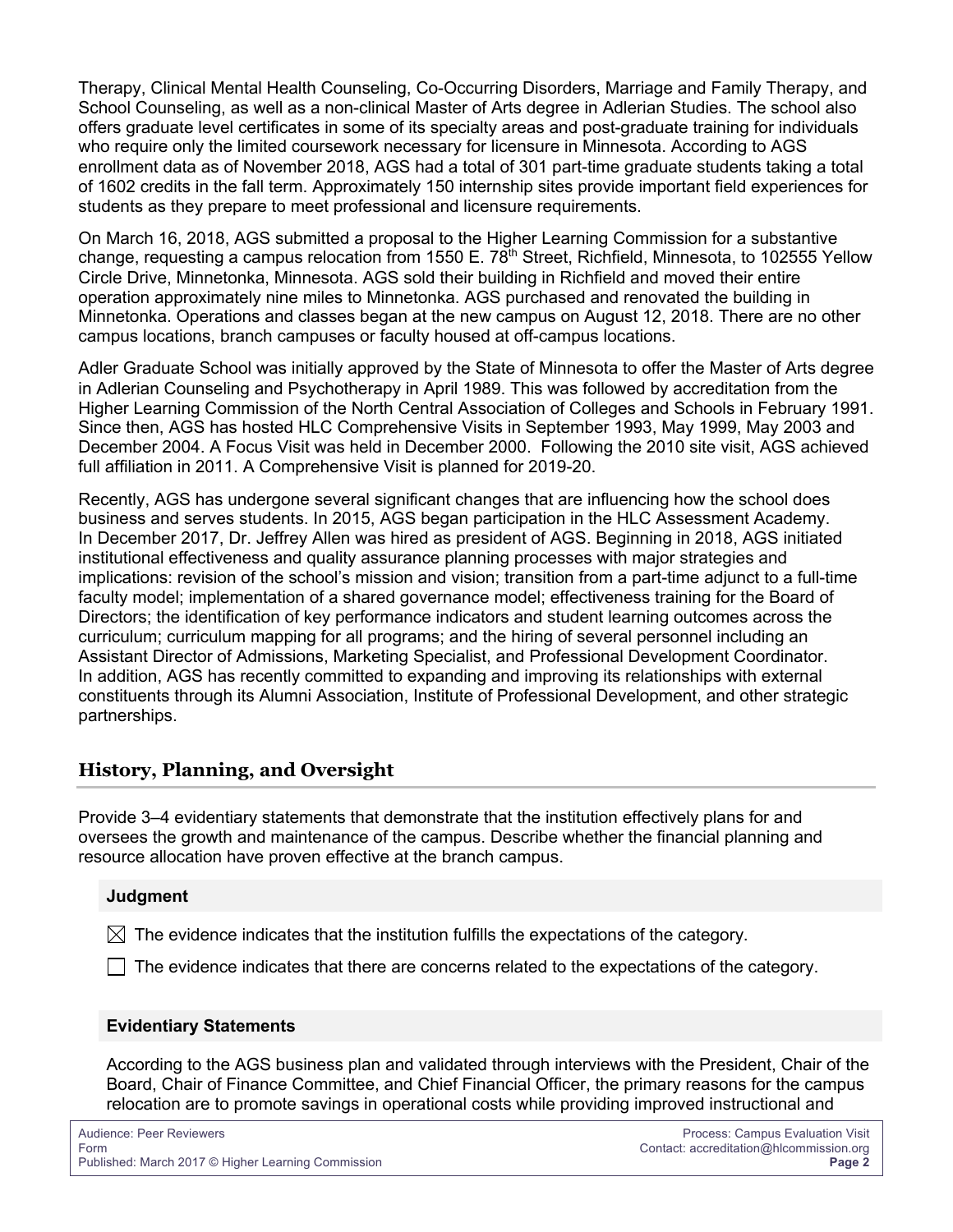Therapy, Clinical Mental Health Counseling, Co-Occurring Disorders, Marriage and Family Therapy, and School Counseling, as well as a non-clinical Master of Arts degree in Adlerian Studies. The school also offers graduate level certificates in some of its specialty areas and post-graduate training for individuals who require only the limited coursework necessary for licensure in Minnesota. According to AGS enrollment data as of November 2018, AGS had a total of 301 part-time graduate students taking a total of 1602 credits in the fall term. Approximately 150 internship sites provide important field experiences for students as they prepare to meet professional and licensure requirements.

On March 16, 2018, AGS submitted a proposal to the Higher Learning Commission for a substantive change, requesting a campus relocation from 1550 E. 78th Street, Richfield, Minnesota, to 102555 Yellow Circle Drive, Minnetonka, Minnesota. AGS sold their building in Richfield and moved their entire operation approximately nine miles to Minnetonka. AGS purchased and renovated the building in Minnetonka. Operations and classes began at the new campus on August 12, 2018. There are no other campus locations, branch campuses or faculty housed at off-campus locations.

Adler Graduate School was initially approved by the State of Minnesota to offer the Master of Arts degree in Adlerian Counseling and Psychotherapy in April 1989. This was followed by accreditation from the Higher Learning Commission of the North Central Association of Colleges and Schools in February 1991. Since then, AGS has hosted HLC Comprehensive Visits in September 1993, May 1999, May 2003 and December 2004. A Focus Visit was held in December 2000. Following the 2010 site visit, AGS achieved full affiliation in 2011. A Comprehensive Visit is planned for 2019-20.

Recently, AGS has undergone several significant changes that are influencing how the school does business and serves students. In 2015, AGS began participation in the HLC Assessment Academy. In December 2017, Dr. Jeffrey Allen was hired as president of AGS. Beginning in 2018, AGS initiated institutional effectiveness and quality assurance planning processes with major strategies and implications: revision of the school's mission and vision; transition from a part-time adjunct to a full-time faculty model; implementation of a shared governance model; effectiveness training for the Board of Directors; the identification of key performance indicators and student learning outcomes across the curriculum; curriculum mapping for all programs; and the hiring of several personnel including an Assistant Director of Admissions, Marketing Specialist, and Professional Development Coordinator. In addition, AGS has recently committed to expanding and improving its relationships with external constituents through its Alumni Association, Institute of Professional Development, and other strategic partnerships.

## History, Planning, and Oversight

Provide 3–4 evidentiary statements that demonstrate that the institution effectively plans for and oversees the growth and maintenance of the campus. Describe whether the financial planning and resource allocation have proven effective at the branch campus.

### Judgment

☒ The evidence indicates that the institution fulfills the expectations of the category.

☐ The evidence indicates that there are concerns related to the expectations of the category.

### Evidentiary Statements

According to the AGS business plan and validated through interviews with the President, Chair of the Board, Chair of Finance Committee, and Chief Financial Officer, the primary reasons for the campus relocation are to promote savings in operational costs while providing improved instructional and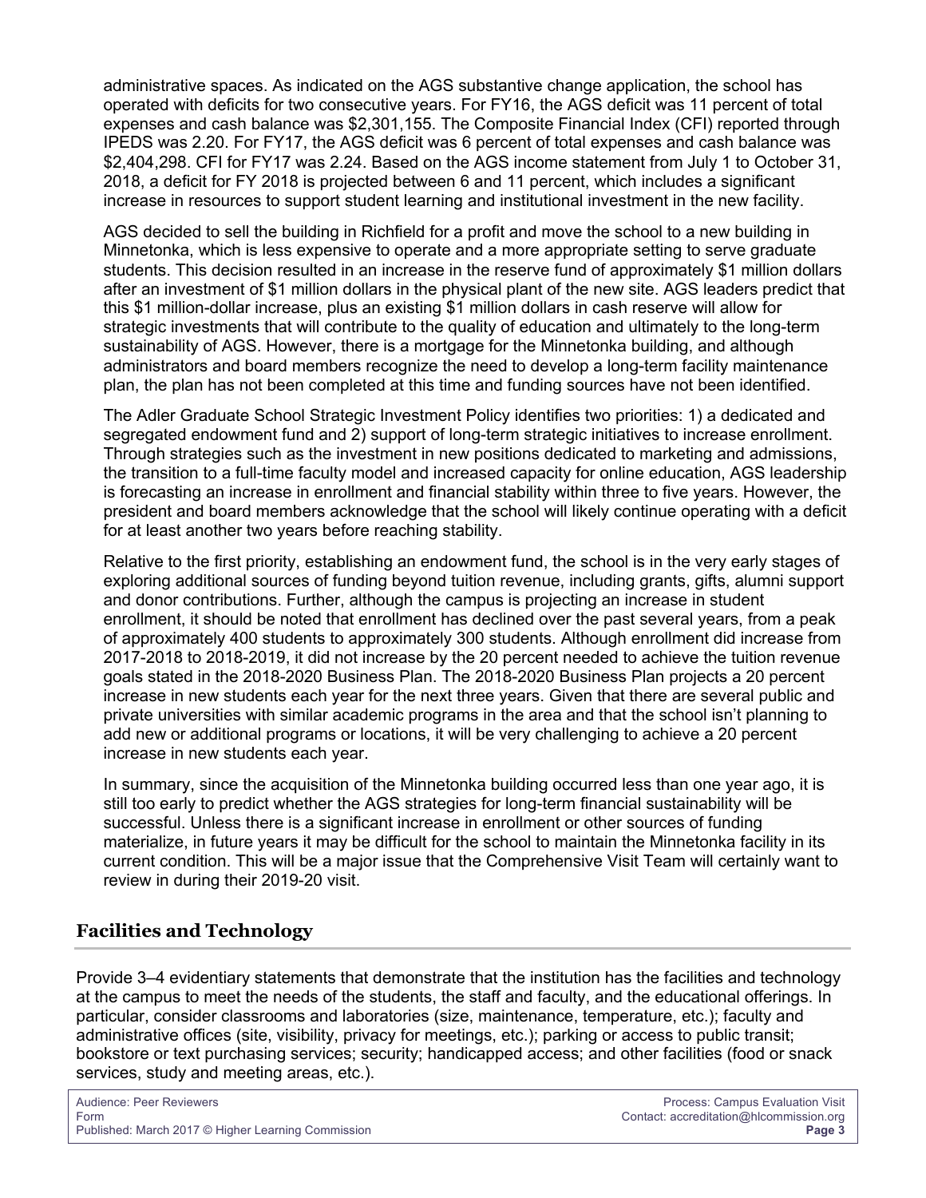administrative spaces. As indicated on the AGS substantive change application, the school has operated with deficits for two consecutive years. For FY16, the AGS deficit was 11 percent of total expenses and cash balance was $2,301,155. The Composite Financial Index (CFI) reported through IPEDS was 2.20. For FY17, the AGS deficit was 6 percent of total expenses and cash balance was $2,404,298. CFI for FY17 was 2.24. Based on the AGS income statement from July 1 to October 31, 2018, a deficit for FY 2018 is projected between 6 and 11 percent, which includes a significant increase in resources to support student learning and institutional investment in the new facility.

AGS decided to sell the building in Richfield for a profit and move the school to a new building in Minnetonka, which is less expensive to operate and a more appropriate setting to serve graduate students. This decision resulted in an increase in the reserve fund of approximately $1 million dollars after an investment of $1 million dollars in the physical plant of the new site. AGS leaders predict that this $1 million-dollar increase, plus an existing $1 million dollars in cash reserve will allow for strategic investments that will contribute to the quality of education and ultimately to the long-term sustainability of AGS. However, there is a mortgage for the Minnetonka building, and although administrators and board members recognize the need to develop a long-term facility maintenance plan, the plan has not been completed at this time and funding sources have not been identified.

The Adler Graduate School Strategic Investment Policy identifies two priorities: 1) a dedicated and segregated endowment fund and 2) support of long-term strategic initiatives to increase enrollment. Through strategies such as the investment in new positions dedicated to marketing and admissions, the transition to a full-time faculty model and increased capacity for online education, AGS leadership is forecasting an increase in enrollment and financial stability within three to five years. However, the president and board members acknowledge that the school will likely continue operating with a deficit for at least another two years before reaching stability.

Relative to the first priority, establishing an endowment fund, the school is in the very early stages of exploring additional sources of funding beyond tuition revenue, including grants, gifts, alumni support and donor contributions. Further, although the campus is projecting an increase in student enrollment, it should be noted that enrollment has declined over the past several years, from a peak of approximately 400 students to approximately 300 students. Although enrollment did increase from 2017-2018 to 2018-2019, it did not increase by the 20 percent needed to achieve the tuition revenue goals stated in the 2018-2020 Business Plan. The 2018-2020 Business Plan projects a 20 percent increase in new students each year for the next three years. Given that there are several public and private universities with similar academic programs in the area and that the school isn't planning to add new or additional programs or locations, it will be very challenging to achieve a 20 percent increase in new students each year.

In summary, since the acquisition of the Minnetonka building occurred less than one year ago, it is still too early to predict whether the AGS strategies for long-term financial sustainability will be successful. Unless there is a significant increase in enrollment or other sources of funding materialize, in future years it may be difficult for the school to maintain the Minnetonka facility in its current condition. This will be a major issue that the Comprehensive Visit Team will certainly want to review in during their 2019-20 visit.

## Facilities and Technology

Provide 3–4 evidentiary statements that demonstrate that the institution has the facilities and technology at the campus to meet the needs of the students, the staff and faculty, and the educational offerings. In particular, consider classrooms and laboratories (size, maintenance, temperature, etc.); faculty and administrative offices (site, visibility, privacy for meetings, etc.); parking or access to public transit; bookstore or text purchasing services; security; handicapped access; and other facilities (food or snack services, study and meeting areas, etc.).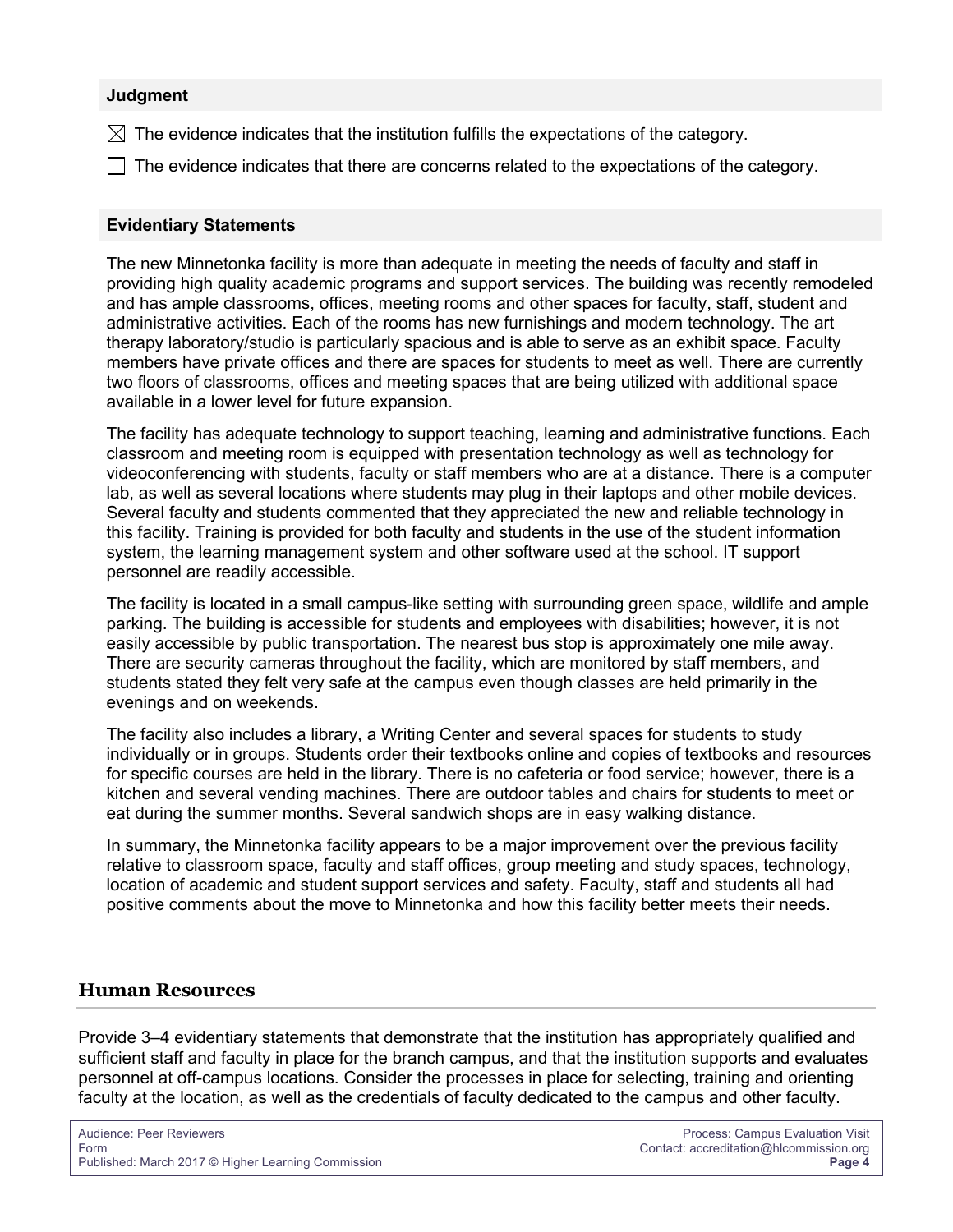**Judgment**

☒ The evidence indicates that the institution fulfills the expectations of the category.

☐ The evidence indicates that there are concerns related to the expectations of the category.

**Evidentiary Statements**

The new Minnetonka facility is more than adequate in meeting the needs of faculty and staff in providing high quality academic programs and support services. The building was recently remodeled and has ample classrooms, offices, meeting rooms and other spaces for faculty, staff, student and administrative activities. Each of the rooms has new furnishings and modern technology. The art therapy laboratory/studio is particularly spacious and is able to serve as an exhibit space. Faculty members have private offices and there are spaces for students to meet as well. There are currently two floors of classrooms, offices and meeting spaces that are being utilized with additional space available in a lower level for future expansion.

The facility has adequate technology to support teaching, learning and administrative functions. Each classroom and meeting room is equipped with presentation technology as well as technology for videoconferencing with students, faculty or staff members who are at a distance. There is a computer lab, as well as several locations where students may plug in their laptops and other mobile devices. Several faculty and students commented that they appreciated the new and reliable technology in this facility. Training is provided for both faculty and students in the use of the student information system, the learning management system and other software used at the school. IT support personnel are readily accessible.

The facility is located in a small campus-like setting with surrounding green space, wildlife and ample parking. The building is accessible for students and employees with disabilities; however, it is not easily accessible by public transportation. The nearest bus stop is approximately one mile away. There are security cameras throughout the facility, which are monitored by staff members, and students stated they felt very safe at the campus even though classes are held primarily in the evenings and on weekends.

The facility also includes a library, a Writing Center and several spaces for students to study individually or in groups. Students order their textbooks online and copies of textbooks and resources for specific courses are held in the library. There is no cafeteria or food service; however, there is a kitchen and several vending machines. There are outdoor tables and chairs for students to meet or eat during the summer months. Several sandwich shops are in easy walking distance.

In summary, the Minnetonka facility appears to be a major improvement over the previous facility relative to classroom space, faculty and staff offices, group meeting and study spaces, technology, location of academic and student support services and safety. Faculty, staff and students all had positive comments about the move to Minnetonka and how this facility better meets their needs.

## Human Resources

Provide 3–4 evidentiary statements that demonstrate that the institution has appropriately qualified and sufficient staff and faculty in place for the branch campus, and that the institution supports and evaluates personnel at off-campus locations. Consider the processes in place for selecting, training and orienting faculty at the location, as well as the credentials of faculty dedicated to the campus and other faculty.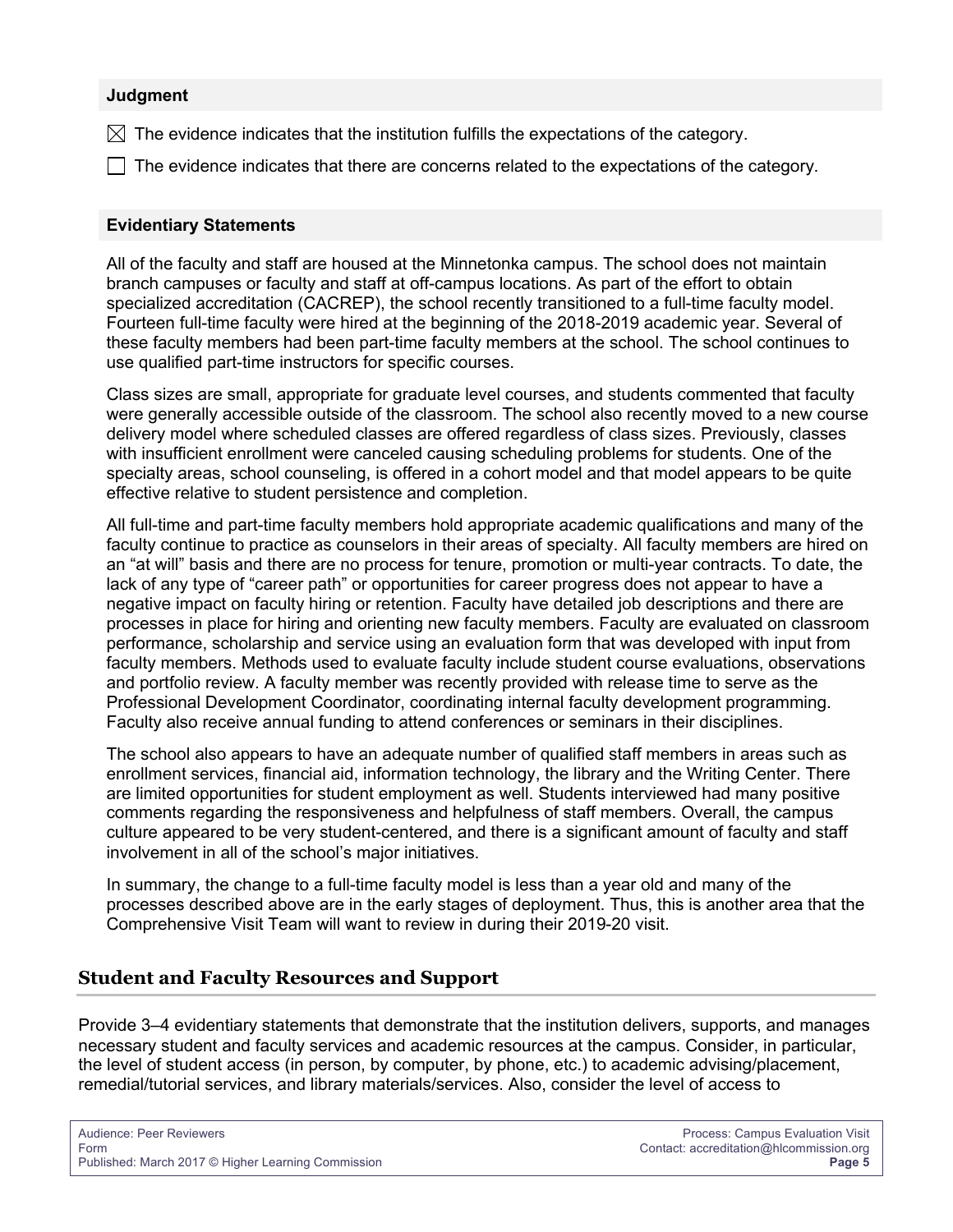**Judgment**

☒ The evidence indicates that the institution fulfills the expectations of the category.

☐ The evidence indicates that there are concerns related to the expectations of the category.

**Evidentiary Statements**

All of the faculty and staff are housed at the Minnetonka campus. The school does not maintain branch campuses or faculty and staff at off-campus locations. As part of the effort to obtain specialized accreditation (CACREP), the school recently transitioned to a full-time faculty model. Fourteen full-time faculty were hired at the beginning of the 2018-2019 academic year. Several of these faculty members had been part-time faculty members at the school. The school continues to use qualified part-time instructors for specific courses.

Class sizes are small, appropriate for graduate level courses, and students commented that faculty were generally accessible outside of the classroom. The school also recently moved to a new course delivery model where scheduled classes are offered regardless of class sizes. Previously, classes with insufficient enrollment were canceled causing scheduling problems for students. One of the specialty areas, school counseling, is offered in a cohort model and that model appears to be quite effective relative to student persistence and completion.

All full-time and part-time faculty members hold appropriate academic qualifications and many of the faculty continue to practice as counselors in their areas of specialty. All faculty members are hired on an "at will" basis and there are no process for tenure, promotion or multi-year contracts. To date, the lack of any type of "career path" or opportunities for career progress does not appear to have a negative impact on faculty hiring or retention. Faculty have detailed job descriptions and there are processes in place for hiring and orienting new faculty members. Faculty are evaluated on classroom performance, scholarship and service using an evaluation form that was developed with input from faculty members. Methods used to evaluate faculty include student course evaluations, observations and portfolio review. A faculty member was recently provided with release time to serve as the Professional Development Coordinator, coordinating internal faculty development programming. Faculty also receive annual funding to attend conferences or seminars in their disciplines.

The school also appears to have an adequate number of qualified staff members in areas such as enrollment services, financial aid, information technology, the library and the Writing Center. There are limited opportunities for student employment as well. Students interviewed had many positive comments regarding the responsiveness and helpfulness of staff members. Overall, the campus culture appeared to be very student-centered, and there is a significant amount of faculty and staff involvement in all of the school's major initiatives.

In summary, the change to a full-time faculty model is less than a year old and many of the processes described above are in the early stages of deployment. Thus, this is another area that the Comprehensive Visit Team will want to review in during their 2019-20 visit.

## Student and Faculty Resources and Support

Provide 3–4 evidentiary statements that demonstrate that the institution delivers, supports, and manages necessary student and faculty services and academic resources at the campus. Consider, in particular, the level of student access (in person, by computer, by phone, etc.) to academic advising/placement, remedial/tutorial services, and library materials/services. Also, consider the level of access to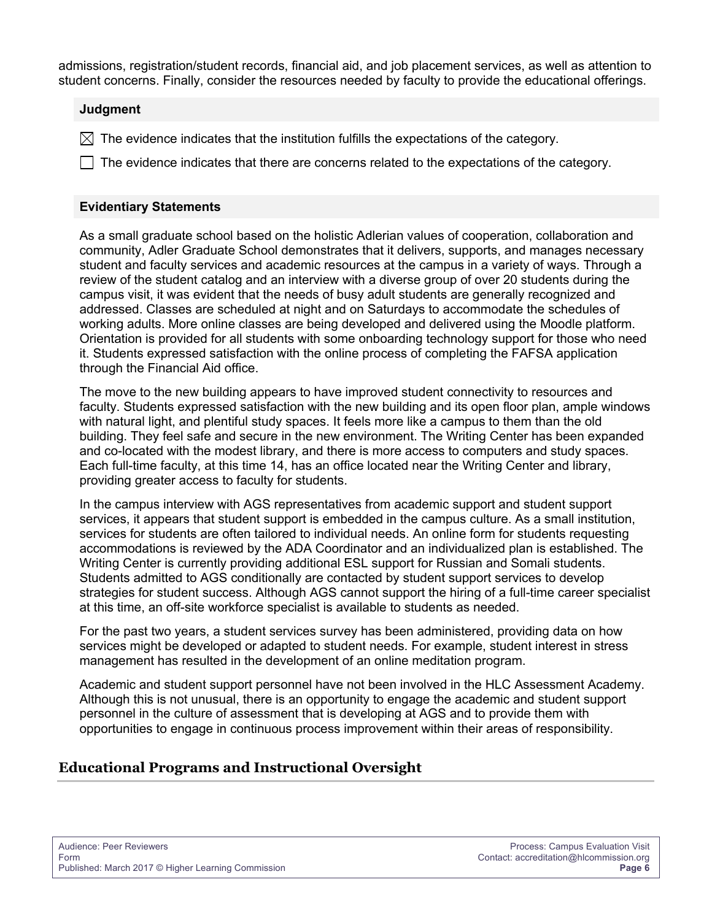admissions, registration/student records, financial aid, and job placement services, as well as attention to student concerns. Finally, consider the resources needed by faculty to provide the educational offerings.

**Judgment**

☒ The evidence indicates that the institution fulfills the expectations of the category.

☐ The evidence indicates that there are concerns related to the expectations of the category.

**Evidentiary Statements**

As a small graduate school based on the holistic Adlerian values of cooperation, collaboration and community, Adler Graduate School demonstrates that it delivers, supports, and manages necessary student and faculty services and academic resources at the campus in a variety of ways. Through a review of the student catalog and an interview with a diverse group of over 20 students during the campus visit, it was evident that the needs of busy adult students are generally recognized and addressed. Classes are scheduled at night and on Saturdays to accommodate the schedules of working adults. More online classes are being developed and delivered using the Moodle platform. Orientation is provided for all students with some onboarding technology support for those who need it. Students expressed satisfaction with the online process of completing the FAFSA application through the Financial Aid office.

The move to the new building appears to have improved student connectivity to resources and faculty. Students expressed satisfaction with the new building and its open floor plan, ample windows with natural light, and plentiful study spaces. It feels more like a campus to them than the old building. They feel safe and secure in the new environment. The Writing Center has been expanded and co-located with the modest library, and there is more access to computers and study spaces. Each full-time faculty, at this time 14, has an office located near the Writing Center and library, providing greater access to faculty for students.

In the campus interview with AGS representatives from academic support and student support services, it appears that student support is embedded in the campus culture. As a small institution, services for students are often tailored to individual needs. An online form for students requesting accommodations is reviewed by the ADA Coordinator and an individualized plan is established. The Writing Center is currently providing additional ESL support for Russian and Somali students. Students admitted to AGS conditionally are contacted by student support services to develop strategies for student success. Although AGS cannot support the hiring of a full-time career specialist at this time, an off-site workforce specialist is available to students as needed.

For the past two years, a student services survey has been administered, providing data on how services might be developed or adapted to student needs. For example, student interest in stress management has resulted in the development of an online meditation program.

Academic and student support personnel have not been involved in the HLC Assessment Academy. Although this is not unusual, there is an opportunity to engage the academic and student support personnel in the culture of assessment that is developing at AGS and to provide them with opportunities to engage in continuous process improvement within their areas of responsibility.

## Educational Programs and Instructional Oversight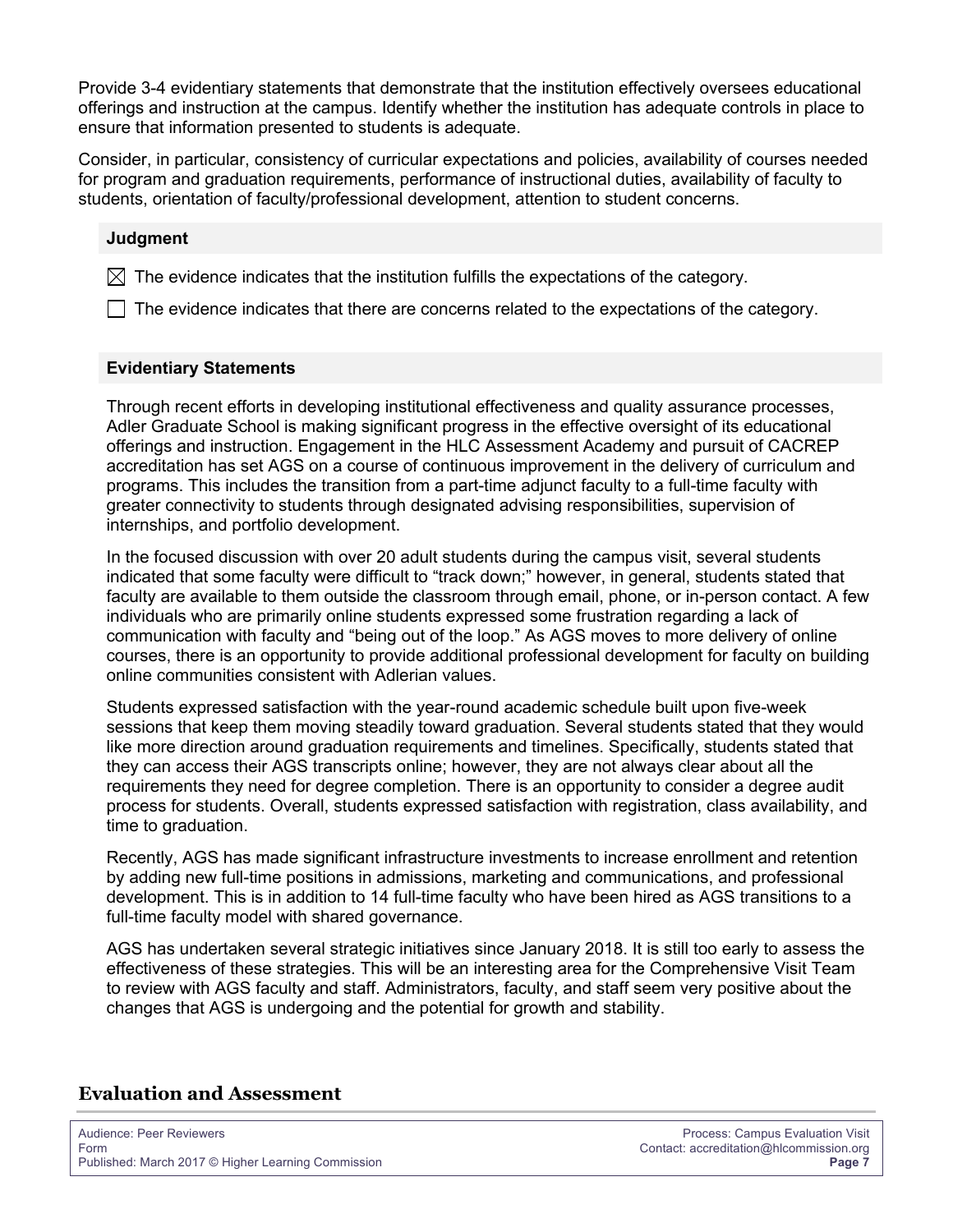Provide 3-4 evidentiary statements that demonstrate that the institution effectively oversees educational offerings and instruction at the campus. Identify whether the institution has adequate controls in place to ensure that information presented to students is adequate.

Consider, in particular, consistency of curricular expectations and policies, availability of courses needed for program and graduation requirements, performance of instructional duties, availability of faculty to students, orientation of faculty/professional development, attention to student concerns.

**Judgment**

☒ The evidence indicates that the institution fulfills the expectations of the category.

☐ The evidence indicates that there are concerns related to the expectations of the category.

**Evidentiary Statements**

Through recent efforts in developing institutional effectiveness and quality assurance processes, Adler Graduate School is making significant progress in the effective oversight of its educational offerings and instruction. Engagement in the HLC Assessment Academy and pursuit of CACREP accreditation has set AGS on a course of continuous improvement in the delivery of curriculum and programs. This includes the transition from a part-time adjunct faculty to a full-time faculty with greater connectivity to students through designated advising responsibilities, supervision of internships, and portfolio development.

In the focused discussion with over 20 adult students during the campus visit, several students indicated that some faculty were difficult to "track down;" however, in general, students stated that faculty are available to them outside the classroom through email, phone, or in-person contact. A few individuals who are primarily online students expressed some frustration regarding a lack of communication with faculty and "being out of the loop." As AGS moves to more delivery of online courses, there is an opportunity to provide additional professional development for faculty on building online communities consistent with Adlerian values.

Students expressed satisfaction with the year-round academic schedule built upon five-week sessions that keep them moving steadily toward graduation. Several students stated that they would like more direction around graduation requirements and timelines. Specifically, students stated that they can access their AGS transcripts online; however, they are not always clear about all the requirements they need for degree completion. There is an opportunity to consider a degree audit process for students. Overall, students expressed satisfaction with registration, class availability, and time to graduation.

Recently, AGS has made significant infrastructure investments to increase enrollment and retention by adding new full-time positions in admissions, marketing and communications, and professional development. This is in addition to 14 full-time faculty who have been hired as AGS transitions to a full-time faculty model with shared governance.

AGS has undertaken several strategic initiatives since January 2018. It is still too early to assess the effectiveness of these strategies. This will be an interesting area for the Comprehensive Visit Team to review with AGS faculty and staff. Administrators, faculty, and staff seem very positive about the changes that AGS is undergoing and the potential for growth and stability.

## Evaluation and Assessment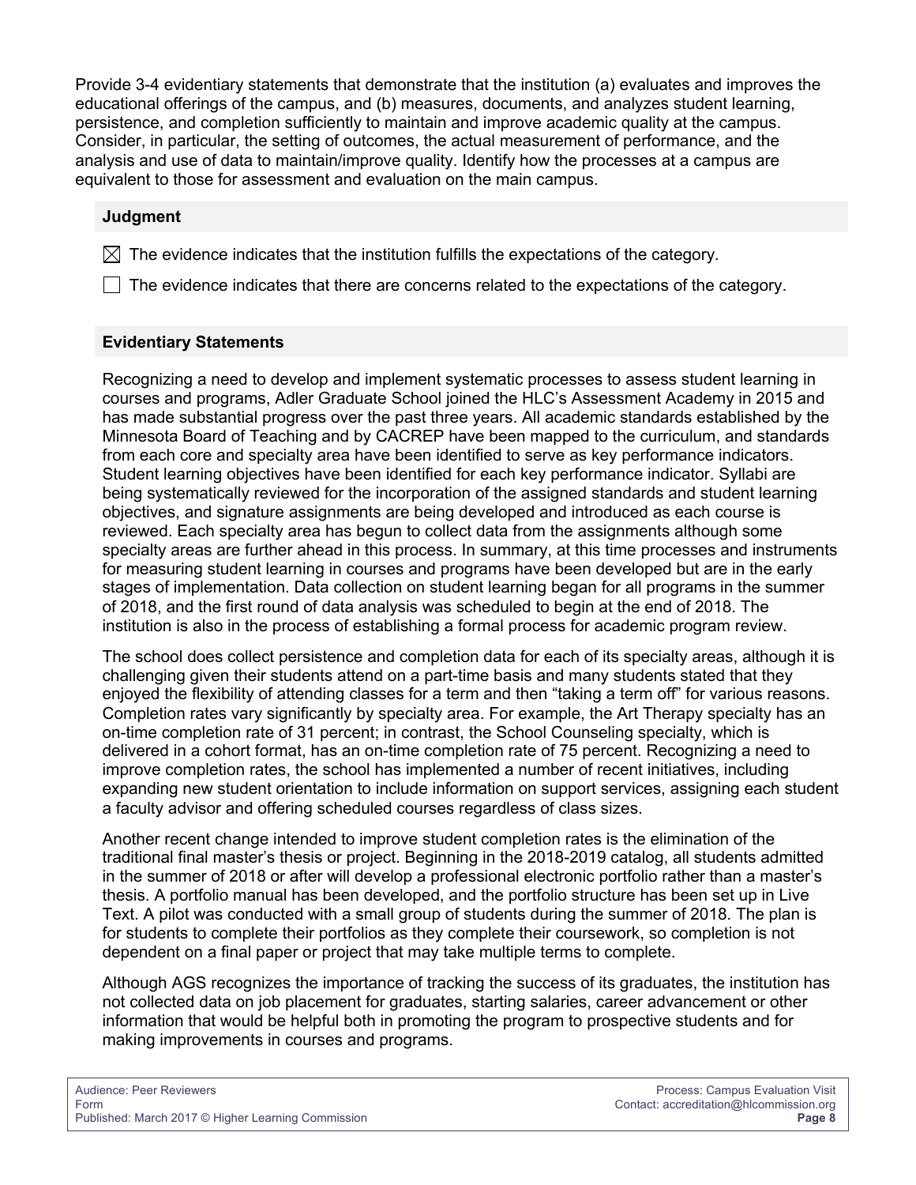Provide 3-4 evidentiary statements that demonstrate that the institution (a) evaluates and improves the educational offerings of the campus, and (b) measures, documents, and analyzes student learning, persistence, and completion sufficiently to maintain and improve academic quality at the campus. Consider, in particular, the setting of outcomes, the actual measurement of performance, and the analysis and use of data to maintain/improve quality. Identify how the processes at a campus are equivalent to those for assessment and evaluation on the main campus.

### Judgment

☒ The evidence indicates that the institution fulfills the expectations of the category.

☐ The evidence indicates that there are concerns related to the expectations of the category.

### Evidentiary Statements

Recognizing a need to develop and implement systematic processes to assess student learning in courses and programs, Adler Graduate School joined the HLC's Assessment Academy in 2015 and has made substantial progress over the past three years. All academic standards established by the Minnesota Board of Teaching and by CACREP have been mapped to the curriculum, and standards from each core and specialty area have been identified to serve as key performance indicators. Student learning objectives have been identified for each key performance indicator. Syllabi are being systematically reviewed for the incorporation of the assigned standards and student learning objectives, and signature assignments are being developed and introduced as each course is reviewed. Each specialty area has begun to collect data from the assignments although some specialty areas are further ahead in this process. In summary, at this time processes and instruments for measuring student learning in courses and programs have been developed but are in the early stages of implementation. Data collection on student learning began for all programs in the summer of 2018, and the first round of data analysis was scheduled to begin at the end of 2018. The institution is also in the process of establishing a formal process for academic program review.

The school does collect persistence and completion data for each of its specialty areas, although it is challenging given their students attend on a part-time basis and many students stated that they enjoyed the flexibility of attending classes for a term and then "taking a term off" for various reasons. Completion rates vary significantly by specialty area. For example, the Art Therapy specialty has an on-time completion rate of 31 percent; in contrast, the School Counseling specialty, which is delivered in a cohort format, has an on-time completion rate of 75 percent. Recognizing a need to improve completion rates, the school has implemented a number of recent initiatives, including expanding new student orientation to include information on support services, assigning each student a faculty advisor and offering scheduled courses regardless of class sizes.

Another recent change intended to improve student completion rates is the elimination of the traditional final master's thesis or project. Beginning in the 2018-2019 catalog, all students admitted in the summer of 2018 or after will develop a professional electronic portfolio rather than a master's thesis. A portfolio manual has been developed, and the portfolio structure has been set up in Live Text. A pilot was conducted with a small group of students during the summer of 2018. The plan is for students to complete their portfolios as they complete their coursework, so completion is not dependent on a final paper or project that may take multiple terms to complete.

Although AGS recognizes the importance of tracking the success of its graduates, the institution has not collected data on job placement for graduates, starting salaries, career advancement or other information that would be helpful both in promoting the program to prospective students and for making improvements in courses and programs.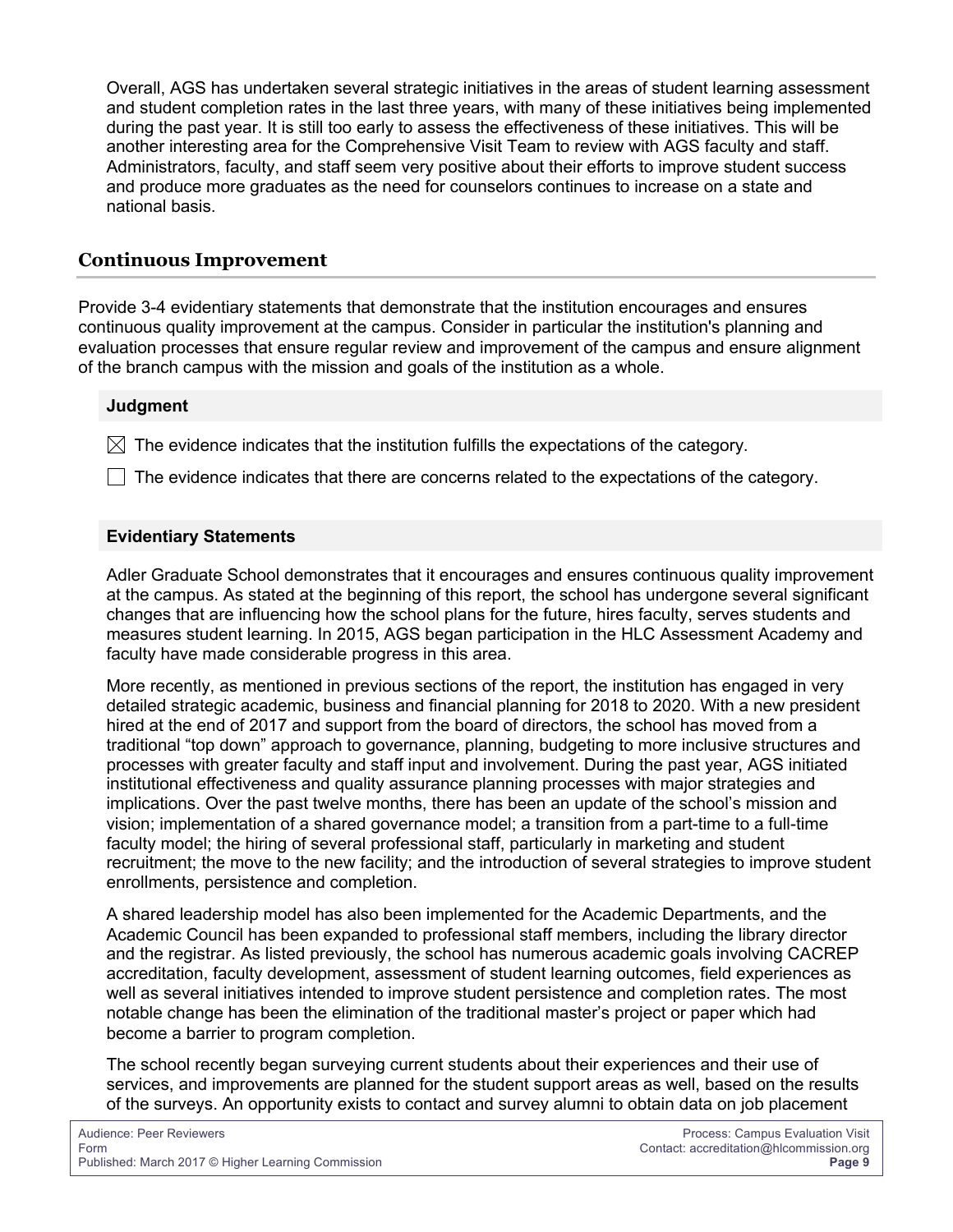Overall, AGS has undertaken several strategic initiatives in the areas of student learning assessment and student completion rates in the last three years, with many of these initiatives being implemented during the past year. It is still too early to assess the effectiveness of these initiatives. This will be another interesting area for the Comprehensive Visit Team to review with AGS faculty and staff. Administrators, faculty, and staff seem very positive about their efforts to improve student success and produce more graduates as the need for counselors continues to increase on a state and national basis.

## Continuous Improvement

Provide 3-4 evidentiary statements that demonstrate that the institution encourages and ensures continuous quality improvement at the campus. Consider in particular the institution's planning and evaluation processes that ensure regular review and improvement of the campus and ensure alignment of the branch campus with the mission and goals of the institution as a whole.

### Judgment

☒ The evidence indicates that the institution fulfills the expectations of the category.

☐ The evidence indicates that there are concerns related to the expectations of the category.

### Evidentiary Statements

Adler Graduate School demonstrates that it encourages and ensures continuous quality improvement at the campus. As stated at the beginning of this report, the school has undergone several significant changes that are influencing how the school plans for the future, hires faculty, serves students and measures student learning. In 2015, AGS began participation in the HLC Assessment Academy and faculty have made considerable progress in this area.

More recently, as mentioned in previous sections of the report, the institution has engaged in very detailed strategic academic, business and financial planning for 2018 to 2020. With a new president hired at the end of 2017 and support from the board of directors, the school has moved from a traditional "top down" approach to governance, planning, budgeting to more inclusive structures and processes with greater faculty and staff input and involvement. During the past year, AGS initiated institutional effectiveness and quality assurance planning processes with major strategies and implications. Over the past twelve months, there has been an update of the school's mission and vision; implementation of a shared governance model; a transition from a part-time to a full-time faculty model; the hiring of several professional staff, particularly in marketing and student recruitment; the move to the new facility; and the introduction of several strategies to improve student enrollments, persistence and completion.

A shared leadership model has also been implemented for the Academic Departments, and the Academic Council has been expanded to professional staff members, including the library director and the registrar. As listed previously, the school has numerous academic goals involving CACREP accreditation, faculty development, assessment of student learning outcomes, field experiences as well as several initiatives intended to improve student persistence and completion rates. The most notable change has been the elimination of the traditional master's project or paper which had become a barrier to program completion.

The school recently began surveying current students about their experiences and their use of services, and improvements are planned for the student support areas as well, based on the results of the surveys. An opportunity exists to contact and survey alumni to obtain data on job placement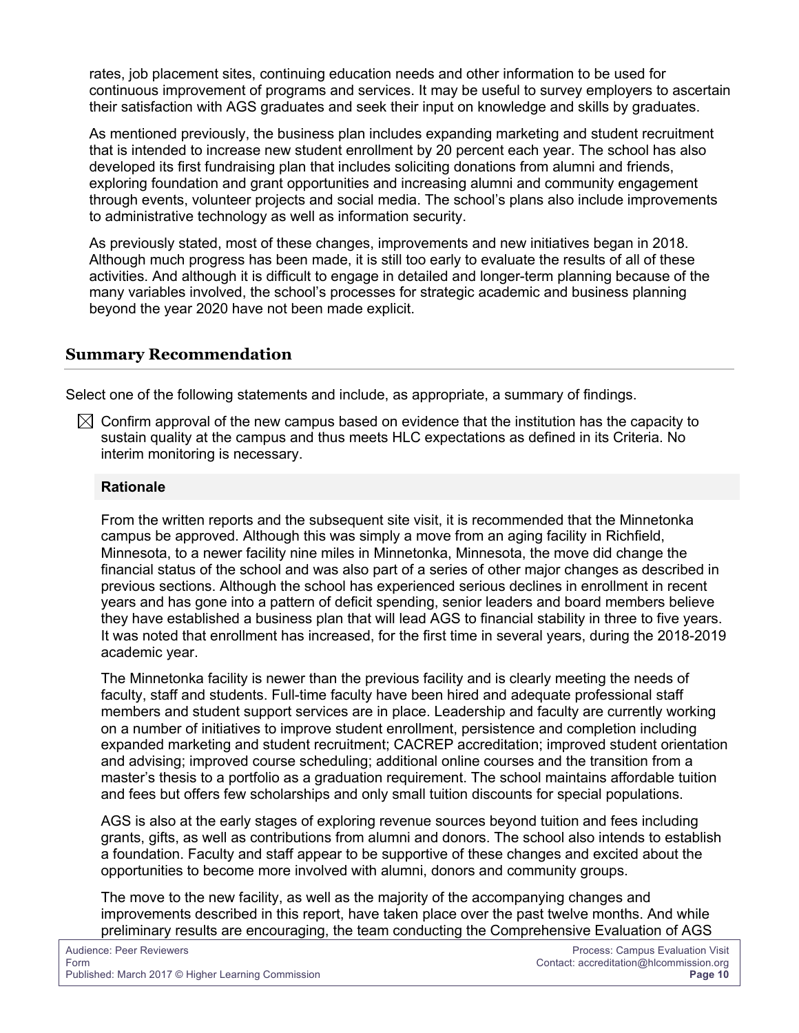rates, job placement sites, continuing education needs and other information to be used for continuous improvement of programs and services. It may be useful to survey employers to ascertain their satisfaction with AGS graduates and seek their input on knowledge and skills by graduates.

As mentioned previously, the business plan includes expanding marketing and student recruitment that is intended to increase new student enrollment by 20 percent each year. The school has also developed its first fundraising plan that includes soliciting donations from alumni and friends, exploring foundation and grant opportunities and increasing alumni and community engagement through events, volunteer projects and social media. The school's plans also include improvements to administrative technology as well as information security.

As previously stated, most of these changes, improvements and new initiatives began in 2018. Although much progress has been made, it is still too early to evaluate the results of all of these activities. And although it is difficult to engage in detailed and longer-term planning because of the many variables involved, the school's processes for strategic academic and business planning beyond the year 2020 have not been made explicit.

## Summary Recommendation

Select one of the following statements and include, as appropriate, a summary of findings.

☒ Confirm approval of the new campus based on evidence that the institution has the capacity to sustain quality at the campus and thus meets HLC expectations as defined in its Criteria. No interim monitoring is necessary.

**Rationale**

From the written reports and the subsequent site visit, it is recommended that the Minnetonka campus be approved. Although this was simply a move from an aging facility in Richfield, Minnesota, to a newer facility nine miles in Minnetonka, Minnesota, the move did change the financial status of the school and was also part of a series of other major changes as described in previous sections. Although the school has experienced serious declines in enrollment in recent years and has gone into a pattern of deficit spending, senior leaders and board members believe they have established a business plan that will lead AGS to financial stability in three to five years. It was noted that enrollment has increased, for the first time in several years, during the 2018-2019 academic year.

The Minnetonka facility is newer than the previous facility and is clearly meeting the needs of faculty, staff and students. Full-time faculty have been hired and adequate professional staff members and student support services are in place. Leadership and faculty are currently working on a number of initiatives to improve student enrollment, persistence and completion including expanded marketing and student recruitment; CACREP accreditation; improved student orientation and advising; improved course scheduling; additional online courses and the transition from a master's thesis to a portfolio as a graduation requirement. The school maintains affordable tuition and fees but offers few scholarships and only small tuition discounts for special populations.

AGS is also at the early stages of exploring revenue sources beyond tuition and fees including grants, gifts, as well as contributions from alumni and donors. The school also intends to establish a foundation. Faculty and staff appear to be supportive of these changes and excited about the opportunities to become more involved with alumni, donors and community groups.

The move to the new facility, as well as the majority of the accompanying changes and improvements described in this report, have taken place over the past twelve months. And while preliminary results are encouraging, the team conducting the Comprehensive Evaluation of AGS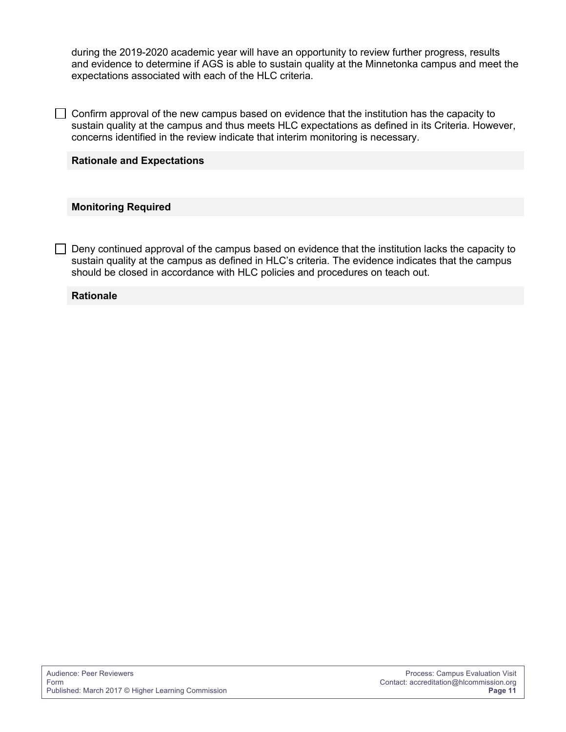during the 2019-2020 academic year will have an opportunity to review further progress, results and evidence to determine if AGS is able to sustain quality at the Minnetonka campus and meet the expectations associated with each of the HLC criteria.

☐ Confirm approval of the new campus based on evidence that the institution has the capacity to sustain quality at the campus and thus meets HLC expectations as defined in its Criteria. However, concerns identified in the review indicate that interim monitoring is necessary.

**Rationale and Expectations**

**Monitoring Required**

☐ Deny continued approval of the campus based on evidence that the institution lacks the capacity to sustain quality at the campus as defined in HLC's criteria. The evidence indicates that the campus should be closed in accordance with HLC policies and procedures on teach out.

**Rationale**